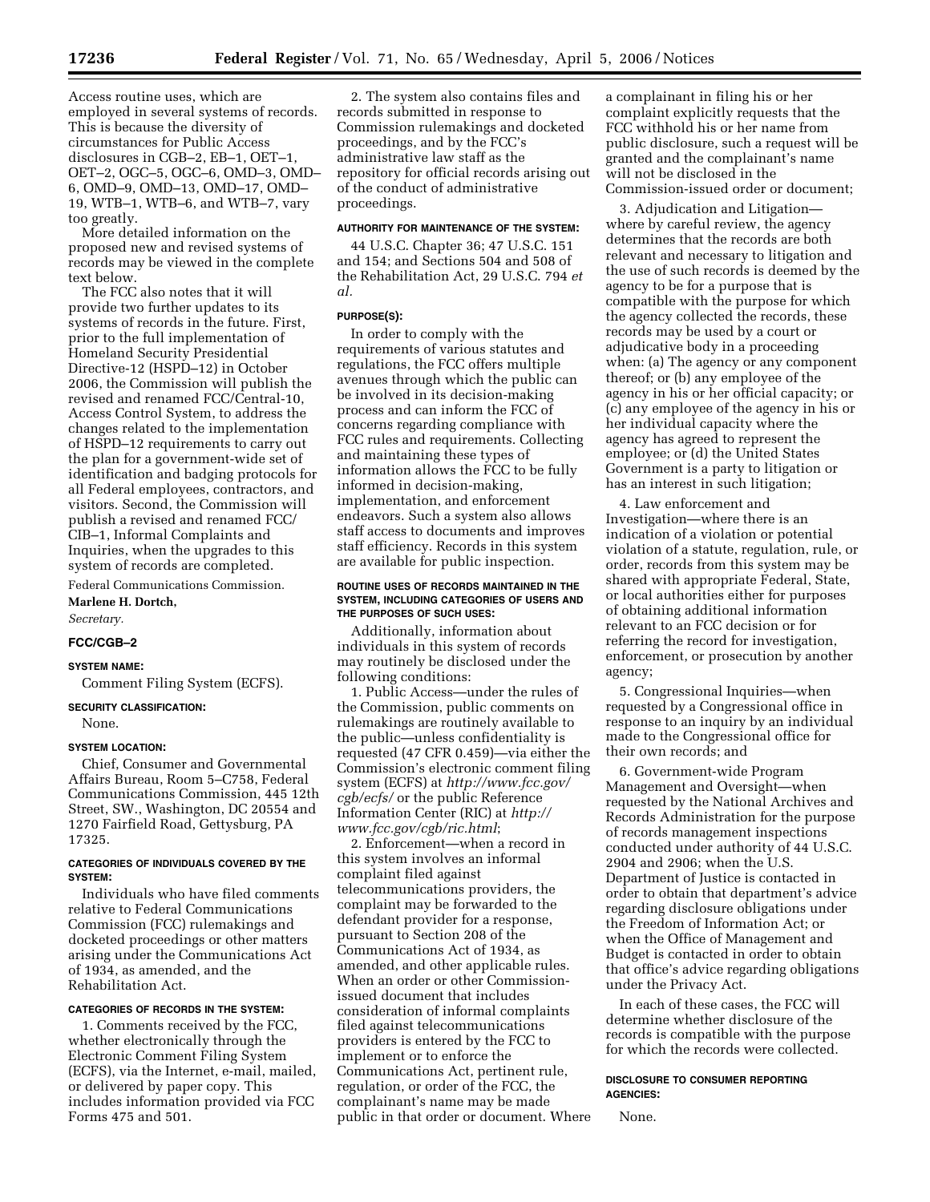Access routine uses, which are employed in several systems of records. This is because the diversity of circumstances for Public Access disclosures in CGB–2, EB–1, OET–1, OET–2, OGC–5, OGC–6, OMD–3, OMD–6, OMD–9, OMD–13, OMD–17, OMD–19, WTB–1, WTB–6, and WTB–7, vary too greatly.

More detailed information on the proposed new and revised systems of records may be viewed in the complete text below.

The FCC also notes that it will provide two further updates to its systems of records in the future. First, prior to the full implementation of Homeland Security Presidential Directive-12 (HSPD–12) in October 2006, the Commission will publish the revised and renamed FCC/Central-10, Access Control System, to address the changes related to the implementation of HSPD–12 requirements to carry out the plan for a government-wide set of identification and badging protocols for all Federal employees, contractors, and visitors. Second, the Commission will publish a revised and renamed FCC/CIB–1, Informal Complaints and Inquiries, when the upgrades to this system of records are completed.

Federal Communications Commission.

**Marlene H. Dortch,**

*Secretary.*

## FCC/CGB–2

### SYSTEM NAME:

Comment Filing System (ECFS).

### SECURITY CLASSIFICATION:

None.

### SYSTEM LOCATION:

Chief, Consumer and Governmental Affairs Bureau, Room 5–C758, Federal Communications Commission, 445 12th Street, SW., Washington, DC 20554 and 1270 Fairfield Road, Gettysburg, PA 17325.

### CATEGORIES OF INDIVIDUALS COVERED BY THE SYSTEM:

Individuals who have filed comments relative to Federal Communications Commission (FCC) rulemakings and docketed proceedings or other matters arising under the Communications Act of 1934, as amended, and the Rehabilitation Act.

### CATEGORIES OF RECORDS IN THE SYSTEM:

1. Comments received by the FCC, whether electronically through the Electronic Comment Filing System (ECFS), via the Internet, e-mail, mailed, or delivered by paper copy. This includes information provided via FCC Forms 475 and 501.

2. The system also contains files and records submitted in response to Commission rulemakings and docketed proceedings, and by the FCC's administrative law staff as the repository for official records arising out of the conduct of administrative proceedings.

### AUTHORITY FOR MAINTENANCE OF THE SYSTEM:

44 U.S.C. Chapter 36; 47 U.S.C. 151 and 154; and Sections 504 and 508 of the Rehabilitation Act, 29 U.S.C. 794 *et al.*

### PURPOSE(S):

In order to comply with the requirements of various statutes and regulations, the FCC offers multiple avenues through which the public can be involved in its decision-making process and can inform the FCC of concerns regarding compliance with FCC rules and requirements. Collecting and maintaining these types of information allows the FCC to be fully informed in decision-making, implementation, and enforcement endeavors. Such a system also allows staff access to documents and improves staff efficiency. Records in this system are available for public inspection.

### ROUTINE USES OF RECORDS MAINTAINED IN THE SYSTEM, INCLUDING CATEGORIES OF USERS AND THE PURPOSES OF SUCH USES:

Additionally, information about individuals in this system of records may routinely be disclosed under the following conditions:

1. Public Access—under the rules of the Commission, public comments on rulemakings are routinely available to the public—unless confidentiality is requested (47 CFR 0.459)—via either the Commission's electronic comment filing system (ECFS) at *http://www.fcc.gov/cgb/ecfs/* or the public Reference Information Center (RIC) at *http://www.fcc.gov/cgb/ric.html*;

2. Enforcement—when a record in this system involves an informal complaint filed against telecommunications providers, the complaint may be forwarded to the defendant provider for a response, pursuant to Section 208 of the Communications Act of 1934, as amended, and other applicable rules. When an order or other Commission-issued document that includes consideration of informal complaints filed against telecommunications providers is entered by the FCC to implement or to enforce the Communications Act, pertinent rule, regulation, or order of the FCC, the complainant's name may be made public in that order or document. Where a complainant in filing his or her complaint explicitly requests that the FCC withhold his or her name from public disclosure, such a request will be granted and the complainant's name will not be disclosed in the Commission-issued order or document;

3. Adjudication and Litigation—where by careful review, the agency determines that the records are both relevant and necessary to litigation and the use of such records is deemed by the agency to be for a purpose that is compatible with the purpose for which the agency collected the records, these records may be used by a court or adjudicative body in a proceeding when: (a) The agency or any component thereof; or (b) any employee of the agency in his or her official capacity; or (c) any employee of the agency in his or her individual capacity where the agency has agreed to represent the employee; or (d) the United States Government is a party to litigation or has an interest in such litigation;

4. Law enforcement and Investigation—where there is an indication of a violation or potential violation of a statute, regulation, rule, or order, records from this system may be shared with appropriate Federal, State, or local authorities either for purposes of obtaining additional information relevant to an FCC decision or for referring the record for investigation, enforcement, or prosecution by another agency;

5. Congressional Inquiries—when requested by a Congressional office in response to an inquiry by an individual made to the Congressional office for their own records; and

6. Government-wide Program Management and Oversight—when requested by the National Archives and Records Administration for the purpose of records management inspections conducted under authority of 44 U.S.C. 2904 and 2906; when the U.S. Department of Justice is contacted in order to obtain that department's advice regarding disclosure obligations under the Freedom of Information Act; or when the Office of Management and Budget is contacted in order to obtain that office's advice regarding obligations under the Privacy Act.

In each of these cases, the FCC will determine whether disclosure of the records is compatible with the purpose for which the records were collected.

### DISCLOSURE TO CONSUMER REPORTING AGENCIES:

None.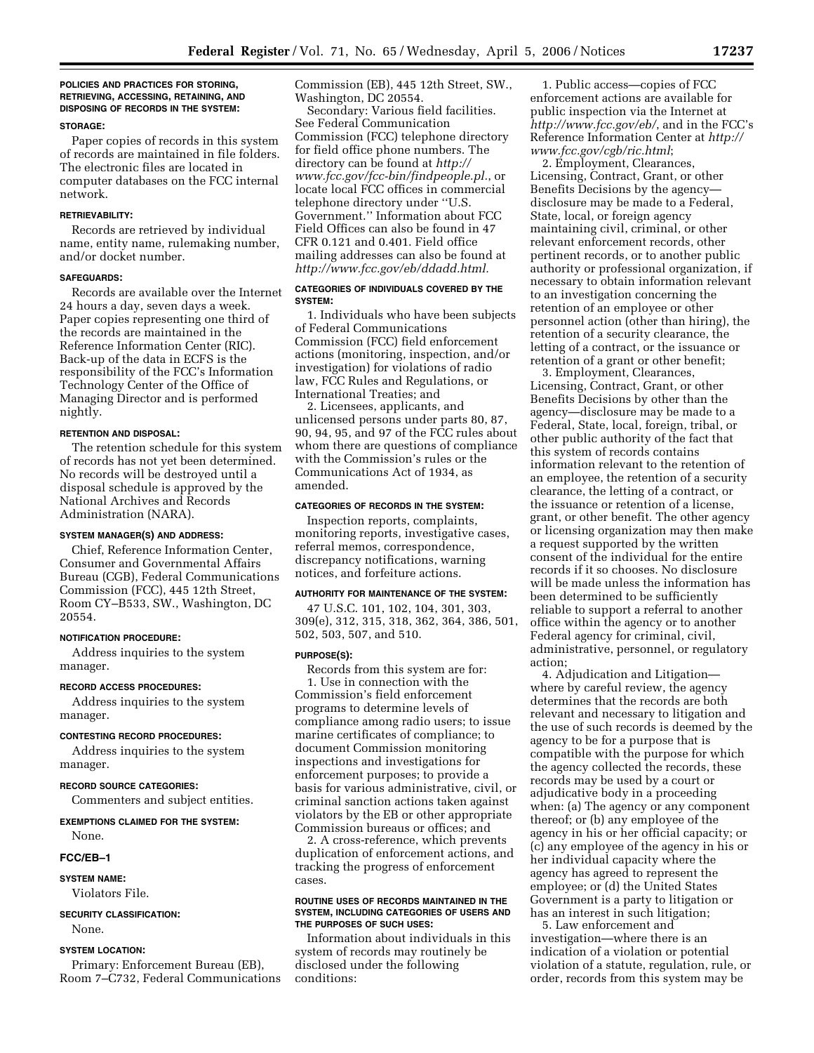#### POLICIES AND PRACTICES FOR STORING, RETRIEVING, ACCESSING, RETAINING, AND DISPOSING OF RECORDS IN THE SYSTEM:

#### STORAGE:

Paper copies of records in this system of records are maintained in file folders. The electronic files are located in computer databases on the FCC internal network.

#### RETRIEVABILITY:

Records are retrieved by individual name, entity name, rulemaking number, and/or docket number.

#### SAFEGUARDS:

Records are available over the Internet 24 hours a day, seven days a week. Paper copies representing one third of the records are maintained in the Reference Information Center (RIC). Back-up of the data in ECFS is the responsibility of the FCC's Information Technology Center of the Office of Managing Director and is performed nightly.

#### RETENTION AND DISPOSAL:

The retention schedule for this system of records has not yet been determined. No records will be destroyed until a disposal schedule is approved by the National Archives and Records Administration (NARA).

#### SYSTEM MANAGER(S) AND ADDRESS:

Chief, Reference Information Center, Consumer and Governmental Affairs Bureau (CGB), Federal Communications Commission (FCC), 445 12th Street, Room CY–B533, SW., Washington, DC 20554.

#### NOTIFICATION PROCEDURE:

Address inquiries to the system manager.

#### RECORD ACCESS PROCEDURES:

Address inquiries to the system manager.

#### CONTESTING RECORD PROCEDURES:

Address inquiries to the system manager.

#### RECORD SOURCE CATEGORIES:

Commenters and subject entities.

#### EXEMPTIONS CLAIMED FOR THE SYSTEM:

None.

## FCC/EB–1

#### SYSTEM NAME:

Violators File.

#### SECURITY CLASSIFICATION:

None.

#### SYSTEM LOCATION:

Primary: Enforcement Bureau (EB), Room 7–C732, Federal Communications Commission (EB), 445 12th Street, SW., Washington, DC 20554.

Secondary: Various field facilities. See Federal Communications Commission (FCC) telephone directory for field office phone numbers. The directory can be found at *http://www.fcc.gov/fcc-bin/findpeople.pl*., or locate local FCC offices in commercial telephone directory under ''U.S. Government.'' Information about FCC Field Offices can also be found in 47 CFR 0.121 and 0.401. Field office mailing addresses can also be found at *http://www.fcc.gov/eb/ddadd.html.*

#### CATEGORIES OF INDIVIDUALS COVERED BY THE SYSTEM:

1. Individuals who have been subjects of Federal Communications Commission (FCC) field enforcement actions (monitoring, inspection, and/or investigation) for violations of radio law, FCC Rules and Regulations, or International Treaties; and

2. Licensees, applicants, and unlicensed persons under parts 80, 87, 90, 94, 95, and 97 of the FCC rules about whom there are questions of compliance with the Commission's rules or the Communications Act of 1934, as amended.

#### CATEGORIES OF RECORDS IN THE SYSTEM:

Inspection reports, complaints, monitoring reports, investigative cases, referral memos, correspondence, discrepancy notifications, warning notices, and forfeiture actions.

#### AUTHORITY FOR MAINTENANCE OF THE SYSTEM:

47 U.S.C. 101, 102, 104, 301, 303, 309(e), 312, 315, 318, 362, 364, 386, 501, 502, 503, 507, and 510.

#### PURPOSE(S):

Records from this system are for:

1. Use in connection with the Commission's field enforcement programs to determine levels of compliance among radio users; to issue marine certificates of compliance; to document Commission monitoring inspections and investigations for enforcement purposes; to provide a basis for various administrative, civil, or criminal sanction actions taken against violators by the EB or other appropriate Commission bureaus or offices; and

2. A cross-reference, which prevents duplication of enforcement actions, and tracking the progress of enforcement cases.

#### ROUTINE USES OF RECORDS MAINTAINED IN THE SYSTEM, INCLUDING CATEGORIES OF USERS AND THE PURPOSES OF SUCH USES:

Information about individuals in this system of records may routinely be disclosed under the following conditions:

1. Public access—copies of FCC enforcement actions are available for public inspection via the Internet at *http://www.fcc.gov/eb/*, and in the FCC's Reference Information Center at *http://www.fcc.gov/cgb/ric.html*;

2. Employment, Clearances, Licensing, Contract, Grant, or other Benefits Decisions by the agency—disclosure may be made to a Federal, State, local, or foreign agency maintaining civil, criminal, or other relevant enforcement records, other pertinent records, or to another public authority or professional organization, if necessary to obtain information relevant to an investigation concerning the retention of an employee or other personnel action (other than hiring), the retention of a security clearance, the letting of a contract, or the issuance or retention of a grant or other benefit;

3. Employment, Clearances, Licensing, Contract, Grant, or other Benefits Decisions by other than the agency—disclosure may be made to a Federal, State, local, foreign, tribal, or other public authority of the fact that this system of records contains information relevant to the retention of an employee, the retention of a security clearance, the letting of a contract, or the issuance or retention of a license, grant, or other benefit. The other agency or licensing organization may then make a request supported by the written consent of the individual for the entire records if it so chooses. No disclosure will be made unless the information has been determined to be sufficiently reliable to support a referral to another office within the agency or to another Federal agency for criminal, civil, administrative, personnel, or regulatory action;

4. Adjudication and Litigation—where by careful review, the agency determines that the records are both relevant and necessary to litigation and the use of such records is deemed by the agency to be for a purpose that is compatible with the purpose for which the agency collected the records, these records may be used by a court or adjudicative body in a proceeding when: (a) The agency or any component thereof; or (b) any employee of the agency in his or her official capacity; or (c) any employee of the agency in his or her individual capacity where the agency has agreed to represent the employee; or (d) the United States Government is a party to litigation or has an interest in such litigation;

5. Law enforcement and investigation—where there is an indication of a violation or potential violation of a statute, regulation, rule, or order, records from this system may be